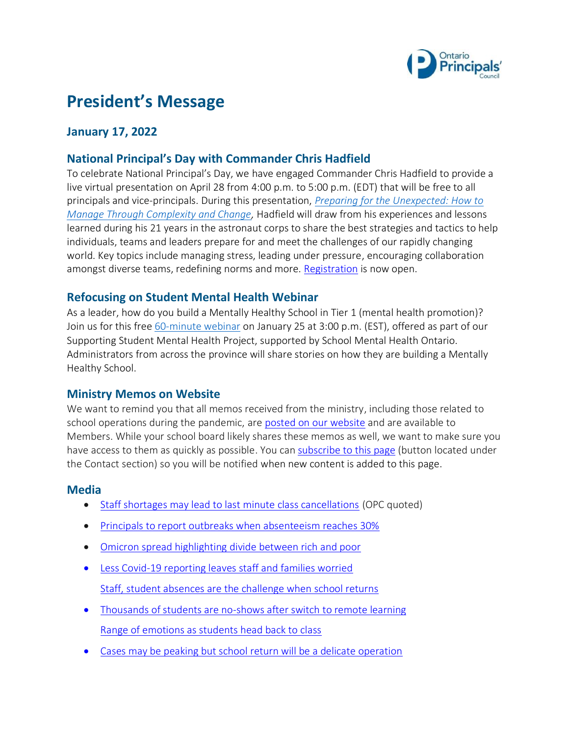# President's Message

## January 17, 2022

### National Principal's Day with Commander Chris Hadfield

To celebrate National Principal's Day, we have engaged Commander Chris Hadfield to provide a live virtual presentation on April 28 from 4:00 p.m. to 5:00 p.m. (EDT) that will be free to all principals and vice-principals. During this presentation, *Preparing for the Unexpected: How to Manage Through Complexity and Change*, Hadfield will draw from his experiences and lessons learned during his 21 years in the astronaut corps to share the best strategies and tactics to help individuals, teams and leaders prepare for and meet the challenges of our rapidly changing world. Key topics include managing stress, leading under pressure, encouraging collaboration amongst diverse teams, redefining norms and more. Registration is now open.

### Refocusing on Student Mental Health Webinar

As a leader, how do you build a Mentally Healthy School in Tier 1 (mental health promotion)? Join us for this free 60-minute webinar on January 25 at 3:00 p.m. (EST), offered as part of our Supporting Student Mental Health Project, supported by School Mental Health Ontario. Administrators from across the province will share stories on how they are building a Mentally Healthy School.

### Ministry Memos on Website

We want to remind you that all memos received from the ministry, including those related to school operations during the pandemic, are posted on our website and are available to Members. While your school board likely shares these memos as well, we want to make sure you have access to them as quickly as possible. You can subscribe to this page (button located under the Contact section) so you will be notified when new content is added to this page.

### Media

- Staff shortages may lead to last minute class cancellations (OPC quoted)
- Principals to report outbreaks when absenteeism reaches 30%
- Omicron spread highlighting divide between rich and poor
- Less Covid-19 reporting leaves staff and families worried

  Staff, student absences are the challenge when school returns
- Thousands of students are no-shows after switch to remote learning

  Range of emotions as students head back to class
- Cases may be peaking but school return will be a delicate operation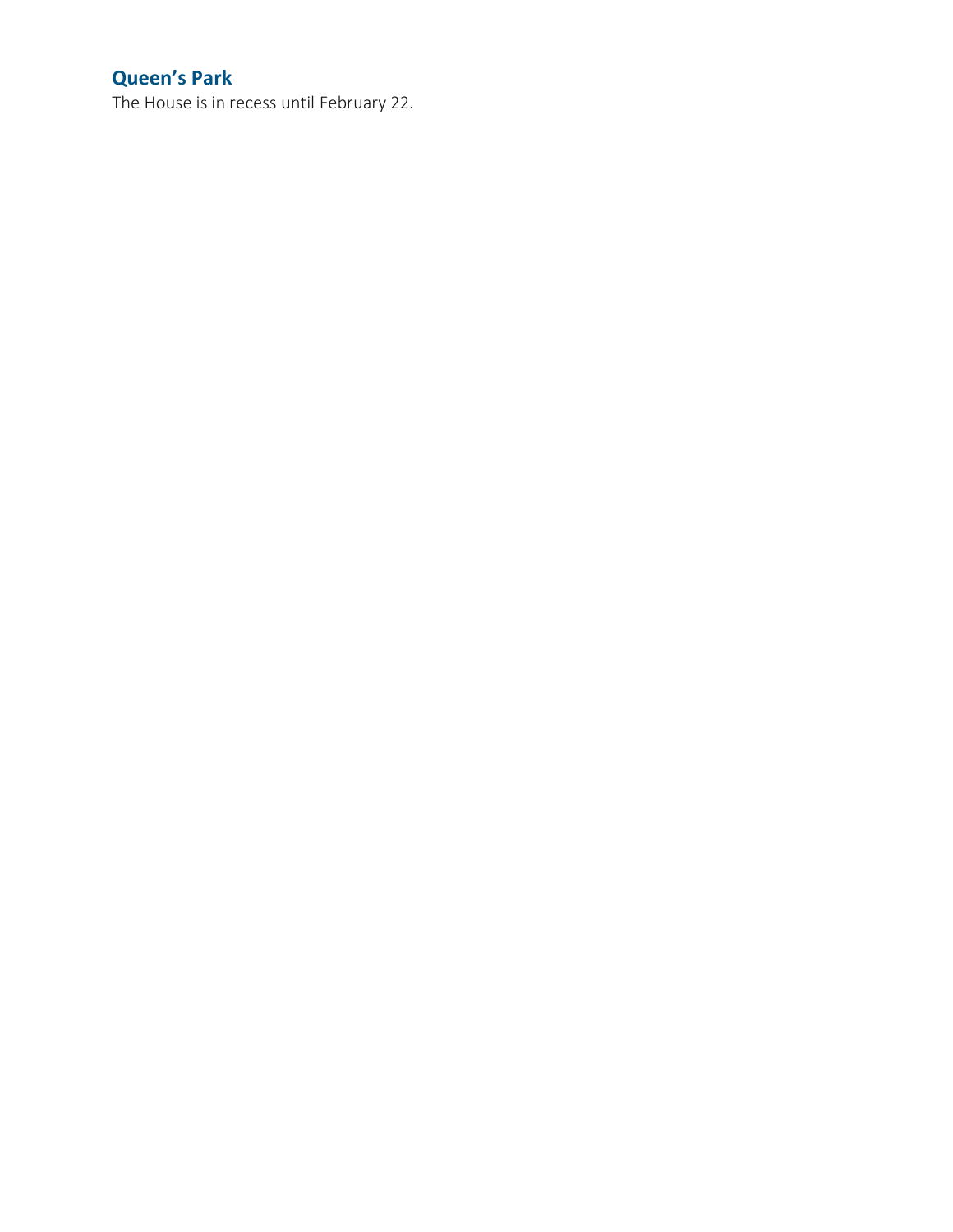## Queen's Park

The House is in recess until February 22.